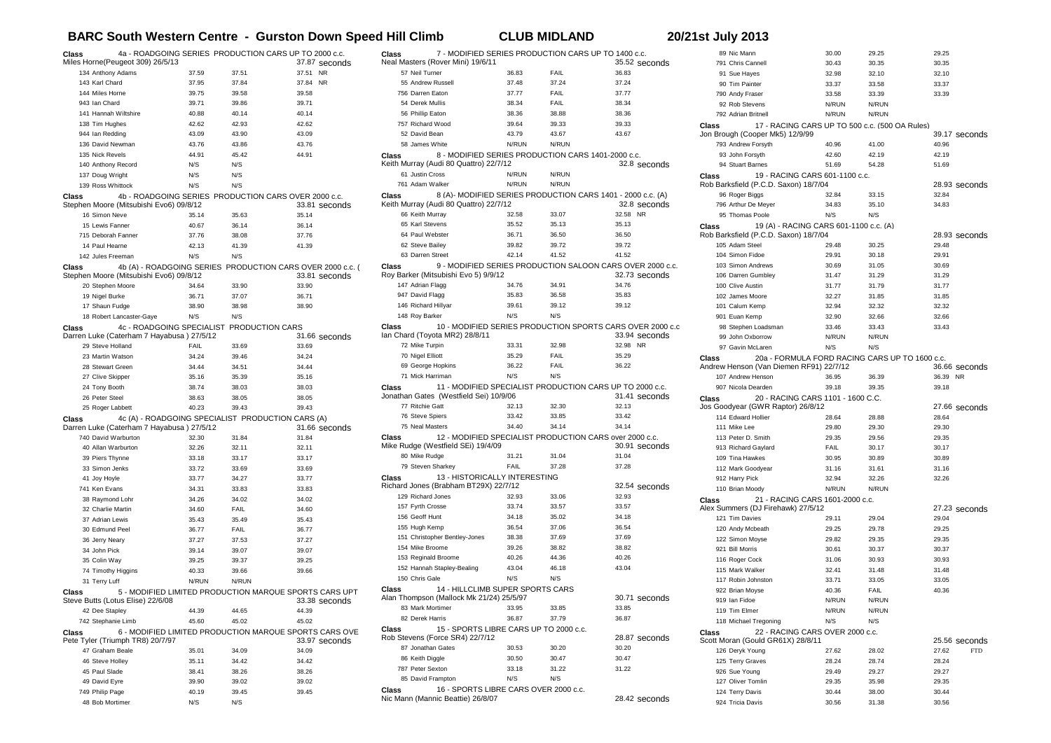# BARC South Western Centre - Gurston Down Speed Hill Climb

**CLUB MIDLAND** — **20/21st July 2013**

**Class 4a - ROADGOING SERIES PRODUCTION CARS UP TO 2000 c.c.**
Miles Horne(Peugeot 309) 26/5/13 — 37.87 seconds

| No. | Driver | Run 1 | Run 2 | Best |
|---|---|---|---|---|
| 134 | Anthony Adams | 37.59 | 37.51 | 37.51 NR |
| 143 | Karl Chard | 37.95 | 37.84 | 37.84 NR |
| 144 | Miles Horne | 39.75 | 39.58 | 39.58 |
| 943 | Ian Chard | 39.71 | 39.86 | 39.71 |
| 141 | Hannah Wiltshire | 40.88 | 40.14 | 40.14 |
| 138 | Tim Hughes | 42.62 | 42.93 | 42.62 |
| 944 | Ian Redding | 43.09 | 43.90 | 43.09 |
| 136 | David Newman | 43.76 | 43.86 | 43.76 |
| 135 | Nick Revels | 44.91 | 45.42 | 44.91 |
| 140 | Anthony Record | N/S | N/S | |
| 137 | Doug Wright | N/S | N/S | |
| 139 | Ross Whittock | N/S | N/S | |

**Class 4b - ROADGOING SERIES PRODUCTION CARS OVER 2000 c.c.**
Stephen Moore (Mitsubishi Evo6) 09/8/12 — 33.81 seconds

| No. | Driver | Run 1 | Run 2 | Best |
|---|---|---|---|---|
| 16 | Simon Neve | 35.14 | 35.63 | 35.14 |
| 15 | Lewis Fanner | 40.67 | 36.14 | 36.14 |
| 715 | Deborah Fanner | 37.76 | 38.08 | 37.76 |
| 14 | Paul Hearne | 42.13 | 41.39 | 41.39 |
| 142 | Jules Freeman | N/S | N/S | |

**Class 4b (A) - ROADGOING SERIES PRODUCTION CARS OVER 2000 c.c. (**
Stephen Moore (Mitsubishi Evo6) 09/8/12 — 33.81 seconds

| No. | Driver | Run 1 | Run 2 | Best |
|---|---|---|---|---|
| 20 | Stephen Moore | 34.64 | 33.90 | 33.90 |
| 19 | Nigel Burke | 36.71 | 37.07 | 36.71 |
| 17 | Shaun Fudge | 38.90 | 38.98 | 38.90 |
| 18 | Robert Lancaster-Gaye | N/S | N/S | |

**Class 4c - ROADGOING SPECIALIST PRODUCTION CARS**
Darren Luke (Caterham 7 Hayabusa ) 27/5/12 — 31.66 seconds

| No. | Driver | Run 1 | Run 2 | Best |
|---|---|---|---|---|
| 29 | Steve Holland | FAIL | 33.69 | 33.69 |
| 23 | Martin Watson | 34.24 | 39.46 | 34.24 |
| 28 | Stewart Green | 34.44 | 34.51 | 34.44 |
| 27 | Clive Skipper | 35.16 | 35.39 | 35.16 |
| 24 | Tony Booth | 38.74 | 38.03 | 38.03 |
| 26 | Peter Steel | 38.63 | 38.05 | 38.05 |
| 25 | Roger Labbett | 40.23 | 39.43 | 39.43 |

**Class 4c (A) - ROADGOING SPECIALIST PRODUCTION CARS (A)**
Darren Luke (Caterham 7 Hayabusa ) 27/5/12 — 31.66 seconds

| No. | Driver | Run 1 | Run 2 | Best |
|---|---|---|---|---|
| 740 | David Warburton | 32.30 | 31.84 | 31.84 |
| 40 | Allan Warburton | 32.26 | 32.11 | 32.11 |
| 39 | Piers Thynne | 33.18 | 33.17 | 33.17 |
| 33 | Simon Jenks | 33.72 | 33.69 | 33.69 |
| 41 | Joy Hoyle | 33.77 | 34.27 | 33.77 |
| 741 | Ken Evans | 34.31 | 33.83 | 33.83 |
| 38 | Raymond Lohr | 34.26 | 34.02 | 34.02 |
| 32 | Charlie Martin | 34.60 | FAIL | 34.60 |
| 37 | Adrian Lewis | 35.43 | 35.49 | 35.43 |
| 30 | Edmund Peel | 36.77 | FAIL | 36.77 |
| 36 | Jerry Neary | 37.27 | 37.53 | 37.27 |
| 34 | John Pick | 39.14 | 39.07 | 39.07 |
| 35 | Colin Way | 39.25 | 39.37 | 39.25 |
| 74 | Timothy Higgins | 40.33 | 39.66 | 39.66 |
| 31 | Terry Luff | N/RUN | N/RUN | |

**Class 5 - MODIFIED LIMITED PRODUCTION MARQUE SPORTS CARS UPT**
Steve Butts (Lotus Elise) 22/6/08 — 33.38 seconds

| No. | Driver | Run 1 | Run 2 | Best |
|---|---|---|---|---|
| 42 | Dee Stapley | 44.39 | 44.65 | 44.39 |
| 742 | Stephanie Limb | 45.60 | 45.02 | 45.02 |

**Class 6 - MODIFIED LIMITED PRODUCTION MARQUE SPORTS CARS OVE**
Pete Tyler (Triumph TR8) 20/7/97 — 33.97 seconds

| No. | Driver | Run 1 | Run 2 | Best |
|---|---|---|---|---|
| 47 | Graham Beale | 35.01 | 34.09 | 34.09 |
| 46 | Steve Holley | 35.11 | 34.42 | 34.42 |
| 45 | Paul Slade | 38.41 | 38.26 | 38.26 |
| 49 | David Eyre | 39.90 | 39.02 | 39.02 |
| 749 | Philip Page | 40.19 | 39.45 | 39.45 |
| 48 | Bob Mortimer | N/S | N/S | |

**Class 7 - MODIFIED SERIES PRODUCTION CARS UP TO 1400 c.c.**
Neal Masters (Rover Mini) 19/6/11 — 35.52 seconds

| No. | Driver | Run 1 | Run 2 | Best |
|---|---|---|---|---|
| 57 | Neil Turner | 36.83 | FAIL | 36.83 |
| 55 | Andrew Russell | 37.48 | 37.24 | 37.24 |
| 756 | Darren Eaton | 37.77 | FAIL | 37.77 |
| 54 | Derek Mullis | 38.34 | FAIL | 38.34 |
| 56 | Phillip Eaton | 38.36 | 38.88 | 38.36 |
| 757 | Richard Wood | 39.64 | 39.33 | 39.33 |
| 52 | David Bean | 43.79 | 43.67 | 43.67 |
| 58 | James White | N/RUN | N/RUN | |

**Class 8 - MODIFIED SERIES PRODUCTION CARS 1401-2000 c.c.**
Keith Murray (Audi 80 Quattro) 22/7/12 — 32.8 seconds

| No. | Driver | Run 1 | Run 2 | Best |
|---|---|---|---|---|
| 61 | Justin Cross | N/RUN | N/RUN | |
| 761 | Adam Walker | N/RUN | N/RUN | |

**Class 8 (A)- MODIFIED SERIES PRODUCTION CARS 1401 - 2000 c.c. (A)**
Keith Murray (Audi 80 Quattro) 22/7/12 — 32.8 seconds

| No. | Driver | Run 1 | Run 2 | Best |
|---|---|---|---|---|
| 66 | Keith Murray | 32.58 | 33.07 | 32.58 NR |
| 65 | Karl Stevens | 35.52 | 35.13 | 35.13 |
| 64 | Paul Webster | 36.71 | 36.50 | 36.50 |
| 62 | Steve Bailey | 39.82 | 39.72 | 39.72 |
| 63 | Darren Street | 42.14 | 41.52 | 41.52 |

**Class 9 - MODIFIED SERIES PRODUCTION SALOON CARS OVER 2000 c.c.**
Roy Barker (Mitsubishi Evo 5) 9/9/12 — 32.73 seconds

| No. | Driver | Run 1 | Run 2 | Best |
|---|---|---|---|---|
| 147 | Adrian Flagg | 34.76 | 34.91 | 34.76 |
| 947 | David Flagg | 35.83 | 36.58 | 35.83 |
| 146 | Richard Hillyar | 39.61 | 39.12 | 39.12 |
| 148 | Roy Barker | N/S | N/S | |

**Class 10 - MODIFIED SERIES PRODUCTION SPORTS CARS OVER 2000 c.c**
Ian Chard (Toyota MR2) 28/8/11 — 33.94 seconds

| No. | Driver | Run 1 | Run 2 | Best |
|---|---|---|---|---|
| 72 | Mike Turpin | 33.31 | 32.98 | 32.98 NR |
| 70 | Nigel Elliott | 35.29 | FAIL | 35.29 |
| 69 | George Hopkins | 36.22 | FAIL | 36.22 |
| 71 | Mick Harriman | N/S | N/S | |

**Class 11 - MODIFIED SPECIALIST PRODUCTION CARS UP TO 2000 c.c.**
Jonathan Gates (Westfield Sei) 10/9/06 — 31.41 seconds

| No. | Driver | Run 1 | Run 2 | Best |
|---|---|---|---|---|
| 77 | Ritchie Gatt | 32.13 | 32.30 | 32.13 |
| 76 | Steve Spiers | 33.42 | 33.85 | 33.42 |
| 75 | Neal Masters | 34.40 | 34.14 | 34.14 |

**Class 12 - MODIFIED SPECIALIST PRODUCTION CARS over 2000 c.c.**
Mike Rudge (Westfield SEi) 19/4/09 — 30.91 seconds

| No. | Driver | Run 1 | Run 2 | Best |
|---|---|---|---|---|
| 80 | Mike Rudge | 31.21 | 31.04 | 31.04 |
| 79 | Steven Sharkey | FAIL | 37.28 | 37.28 |

**Class 13 - HISTORICALLY INTERESTING**
Richard Jones (Brabham BT29X) 22/7/12 — 32.54 seconds

| No. | Driver | Run 1 | Run 2 | Best |
|---|---|---|---|---|
| 129 | Richard Jones | 32.93 | 33.06 | 32.93 |
| 157 | Fyrth Crosse | 33.74 | 33.57 | 33.57 |
| 156 | Geoff Hunt | 34.18 | 35.02 | 34.18 |
| 155 | Hugh Kemp | 36.54 | 37.06 | 36.54 |
| 151 | Christopher Bentley-Jones | 38.38 | 37.69 | 37.69 |
| 154 | Mike Broome | 39.26 | 38.82 | 38.82 |
| 153 | Reginald Broome | 40.26 | 44.36 | 40.26 |
| 152 | Hannah Stapley-Bealing | 43.04 | 46.18 | 43.04 |
| 150 | Chris Gale | N/S | N/S | |

**Class 14 - HILLCLIMB SUPER SPORTS CARS**
Alan Thompson (Mallock Mk 21/24) 25/5/97 — 30.71 seconds

| No. | Driver | Run 1 | Run 2 | Best |
|---|---|---|---|---|
| 83 | Mark Mortimer | 33.95 | 33.85 | 33.85 |
| 82 | Derek Harris | 36.87 | 37.79 | 36.87 |

**Class 15 - SPORTS LIBRE CARS UP TO 2000 c.c.**
Rob Stevens (Force SR4) 22/7/12 — 28.87 seconds

| No. | Driver | Run 1 | Run 2 | Best |
|---|---|---|---|---|
| 87 | Jonathan Gates | 30.53 | 30.20 | 30.20 |
| 86 | Keith Diggle | 30.50 | 30.47 | 30.47 |
| 787 | Peter Sexton | 33.18 | 31.22 | 31.22 |
| 85 | David Frampton | N/S | N/S | |

**Class 16 - SPORTS LIBRE CARS OVER 2000 c.c.**
Nic Mann (Mannic Beattie) 26/8/07 — 28.42 seconds

| No. | Driver | Run 1 | Run 2 | Best |
|---|---|---|---|---|
| 89 | Nic Mann | 30.00 | 29.25 | 29.25 |
| 791 | Chris Cannell | 30.43 | 30.35 | 30.35 |
| 91 | Sue Hayes | 32.98 | 32.10 | 32.10 |
| 90 | Tim Painter | 33.37 | 33.58 | 33.37 |
| 790 | Andy Fraser | 33.58 | 33.39 | 33.39 |
| 92 | Rob Stevens | N/RUN | N/RUN | |
| 792 | Adrian Britnell | N/RUN | N/RUN | |

**Class 17 - RACING CARS UP TO 500 c.c. (500 OA Rules)**
Jon Brough (Cooper Mk5) 12/9/99 — 39.17 seconds

| No. | Driver | Run 1 | Run 2 | Best |
|---|---|---|---|---|
| 793 | Andrew Forsyth | 40.96 | 41.00 | 40.96 |
| 93 | John Forsyth | 42.60 | 42.19 | 42.19 |
| 94 | Stuart Barnes | 51.69 | 54.28 | 51.69 |

**Class 19 - RACING CARS 601-1100 c.c.**
Rob Barksfield (P.C.D. Saxon) 18/7/04 — 28.93 seconds

| No. | Driver | Run 1 | Run 2 | Best |
|---|---|---|---|---|
| 96 | Roger Biggs | 32.84 | 33.15 | 32.84 |
| 796 | Arthur De Meyer | 34.83 | 35.10 | 34.83 |
| 95 | Thomas Poole | N/S | N/S | |

**Class 19 (A) - RACING CARS 601-1100 c.c. (A)**
Rob Barksfield (P.C.D. Saxon) 18/7/04 — 28.93 seconds

| No. | Driver | Run 1 | Run 2 | Best |
|---|---|---|---|---|
| 105 | Adam Steel | 29.48 | 30.25 | 29.48 |
| 104 | Simon Fidoe | 29.91 | 30.18 | 29.91 |
| 103 | Simon Andrews | 30.69 | 31.05 | 30.69 |
| 106 | Darren Gumbley | 31.47 | 31.29 | 31.29 |
| 100 | Clive Austin | 31.77 | 31.79 | 31.77 |
| 102 | James Moore | 32.27 | 31.85 | 31.85 |
| 101 | Calum Kemp | 32.94 | 32.32 | 32.32 |
| 901 | Euan Kemp | 32.90 | 32.66 | 32.66 |
| 98 | Stephen Loadsman | 33.46 | 33.43 | 33.43 |
| 99 | John Oxborrow | N/RUN | N/RUN | |
| 97 | Gavin McLaren | N/S | N/S | |

**Class 20a - FORMULA FORD RACING CARS UP TO 1600 c.c.**
Andrew Henson (Van Diemen RF91) 22/7/12 — 36.66 seconds

| No. | Driver | Run 1 | Run 2 | Best |
|---|---|---|---|---|
| 107 | Andrew Henson | 36.95 | 36.39 | 36.39 NR |
| 907 | Nicola Dearden | 39.18 | 39.35 | 39.18 |

**Class 20 - RACING CARS 1101 - 1600 C.C.**
Jos Goodyear (GWR Raptor) 26/8/12 — 27.66 seconds

| No. | Driver | Run 1 | Run 2 | Best |
|---|---|---|---|---|
| 114 | Edward Hollier | 28.64 | 28.88 | 28.64 |
| 111 | Mike Lee | 29.80 | 29.30 | 29.30 |
| 113 | Peter D. Smith | 29.35 | 29.56 | 29.35 |
| 913 | Richard Gaylard | FAIL | 30.17 | 30.17 |
| 109 | Tina Hawkes | 30.95 | 30.89 | 30.89 |
| 112 | Mark Goodyear | 31.16 | 31.61 | 31.16 |
| 912 | Harry Pick | 32.94 | 32.26 | 32.26 |
| 110 | Brian Moody | N/RUN | N/RUN | |

**Class 21 - RACING CARS 1601-2000 c.c.**
Alex Summers (DJ Firehawk) 27/5/12 — 27.23 seconds

| No. | Driver | Run 1 | Run 2 | Best |
|---|---|---|---|---|
| 121 | Tim Davies | 29.11 | 29.04 | 29.04 |
| 120 | Andy Mcbeath | 29.25 | 29.78 | 29.25 |
| 122 | Simon Moyse | 29.82 | 29.35 | 29.35 |
| 921 | Bill Morris | 30.61 | 30.37 | 30.37 |
| 116 | Roger Cock | 31.06 | 30.93 | 30.93 |
| 115 | Mark Walker | 32.41 | 31.48 | 31.48 |
| 117 | Robin Johnston | 33.71 | 33.05 | 33.05 |
| 922 | Brian Moyse | 40.36 | FAIL | 40.36 |
| 919 | Ian Fidoe | N/RUN | N/RUN | |
| 119 | Tim Elmer | N/RUN | N/RUN | |
| 118 | Michael Tregoning | N/S | N/S | |

**Class 22 - RACING CARS OVER 2000 c.c.**
Scott Moran (Gould GR61X) 28/8/11 — 25.56 seconds

| No. | Driver | Run 1 | Run 2 | Best |
|---|---|---|---|---|
| 126 | Deryk Young | 27.62 | 28.02 | 27.62 FTD |
| 125 | Terry Graves | 28.24 | 28.74 | 28.24 |
| 926 | Sue Young | 29.49 | 29.27 | 29.27 |
| 127 | Oliver Tomlin | 29.35 | 35.98 | 29.35 |
| 124 | Terry Davis | 30.44 | 38.00 | 30.44 |
| 924 | Tricia Davis | 30.56 | 31.38 | 30.56 |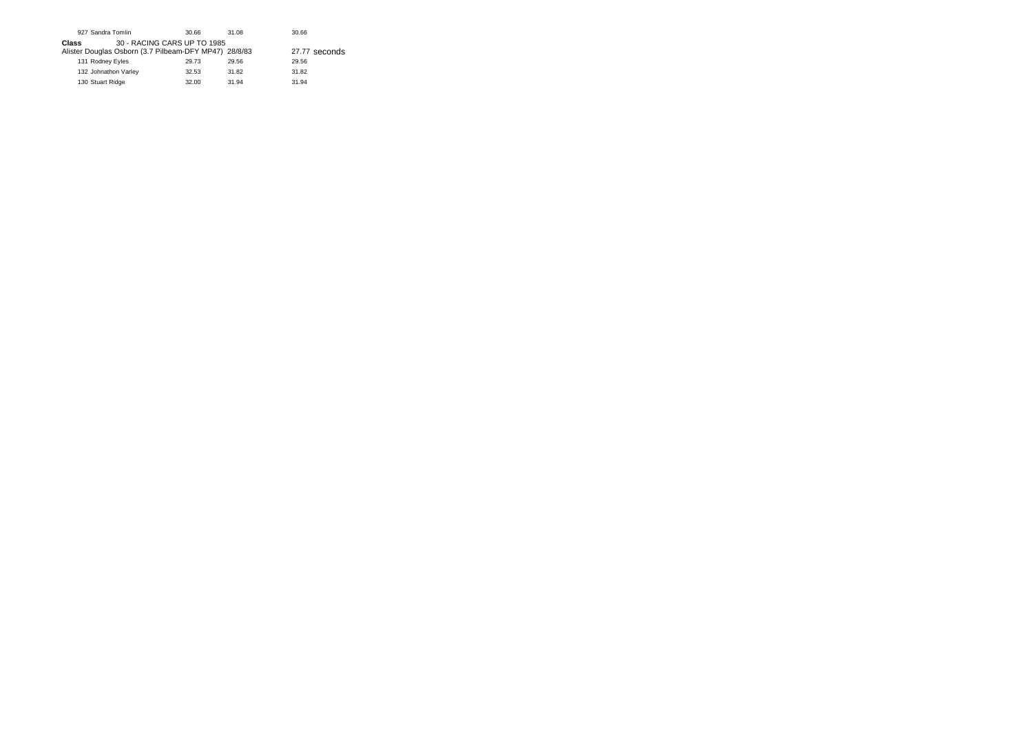| | | | | |
|---|---|---|---|---|
| 927 | Sandra Tomlin | 30.66 | 31.08 | 30.66 |

**Class** 30 - RACING CARS UP TO 1985

Alister Douglas Osborn (3.7 Pilbeam-DFY MP47) 28/8/83 27.77 seconds

| | | | | |
|---|---|---|---|---|
| 131 | Rodney Eyles | 29.73 | 29.56 | 29.56 |
| 132 | Johnathon Varley | 32.53 | 31.82 | 31.82 |
| 130 | Stuart Ridge | 32.00 | 31.94 | 31.94 |